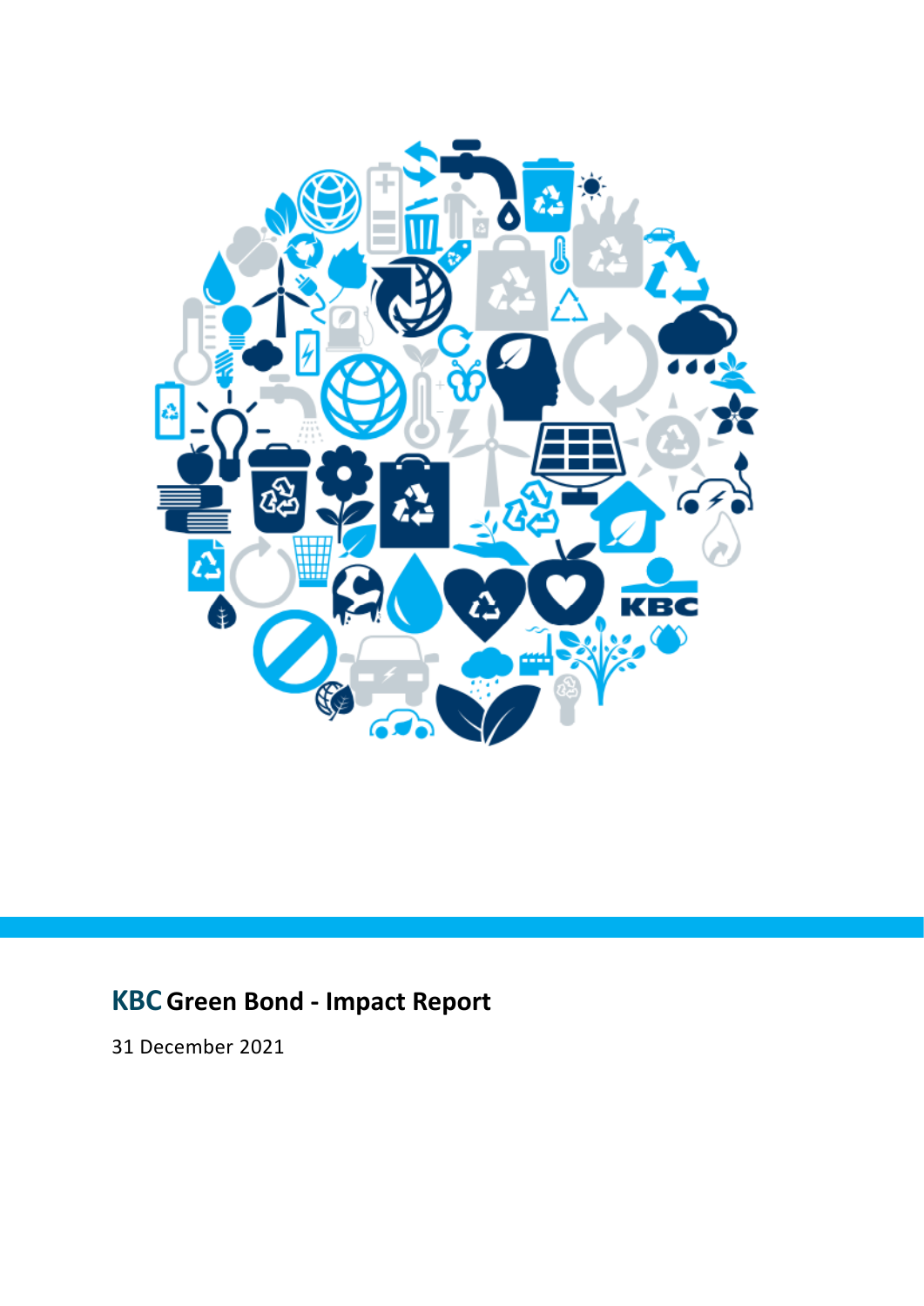# KBC Green Bond - Impact Report

31 December 2021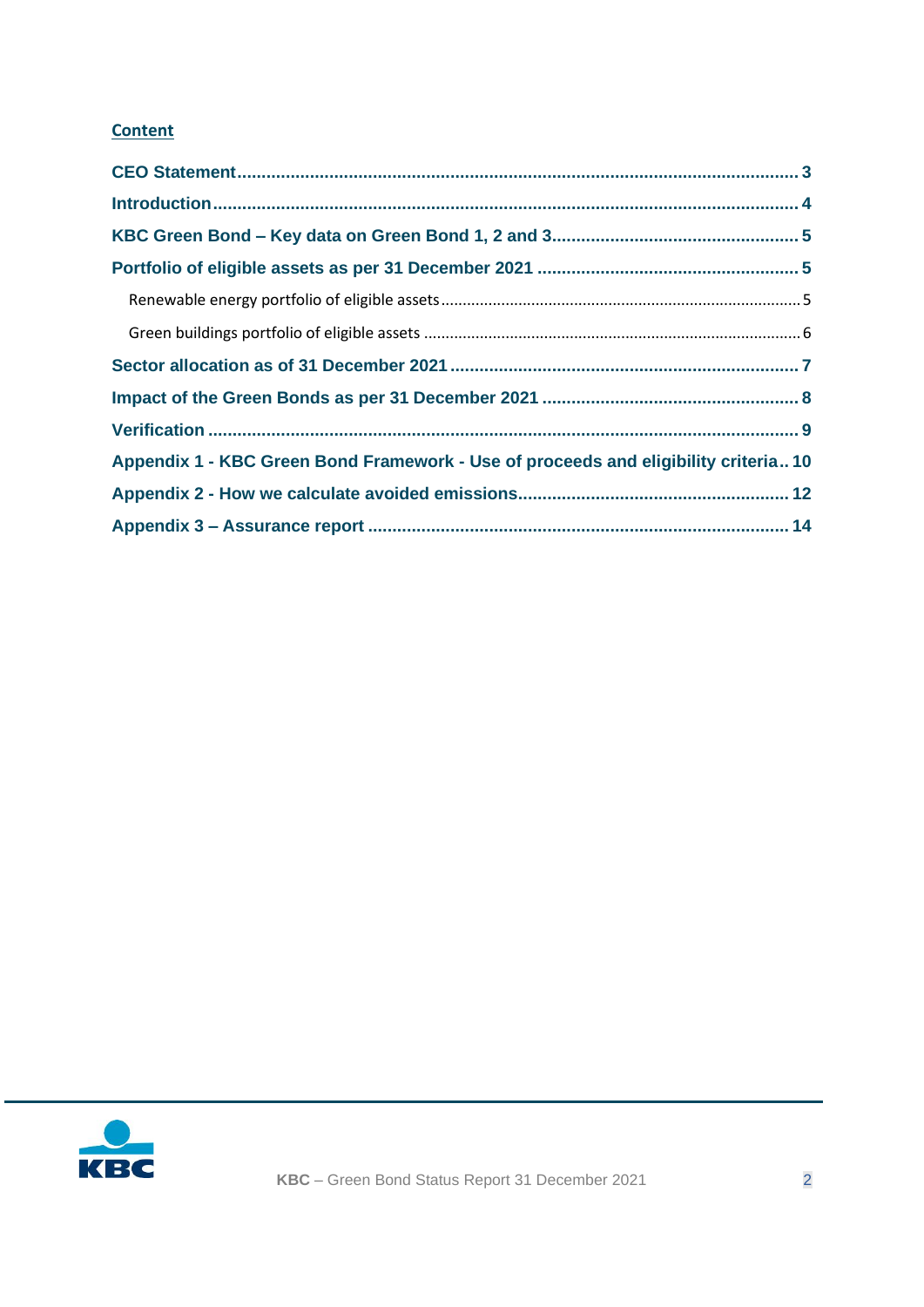## Content

- CEO Statement ........ 3
- Introduction ........ 4
- KBC Green Bond – Key data on Green Bond 1, 2 and 3 ........ 5
- Portfolio of eligible assets as per 31 December 2021 ........ 5
  - Renewable energy portfolio of eligible assets ........ 5
  - Green buildings portfolio of eligible assets ........ 6
- Sector allocation as of 31 December 2021 ........ 7
- Impact of the Green Bonds as per 31 December 2021 ........ 8
- Verification ........ 9
- Appendix 1 - KBC Green Bond Framework - Use of proceeds and eligibility criteria ........ 10
- Appendix 2 - How we calculate avoided emissions ........ 12
- Appendix 3 – Assurance report ........ 14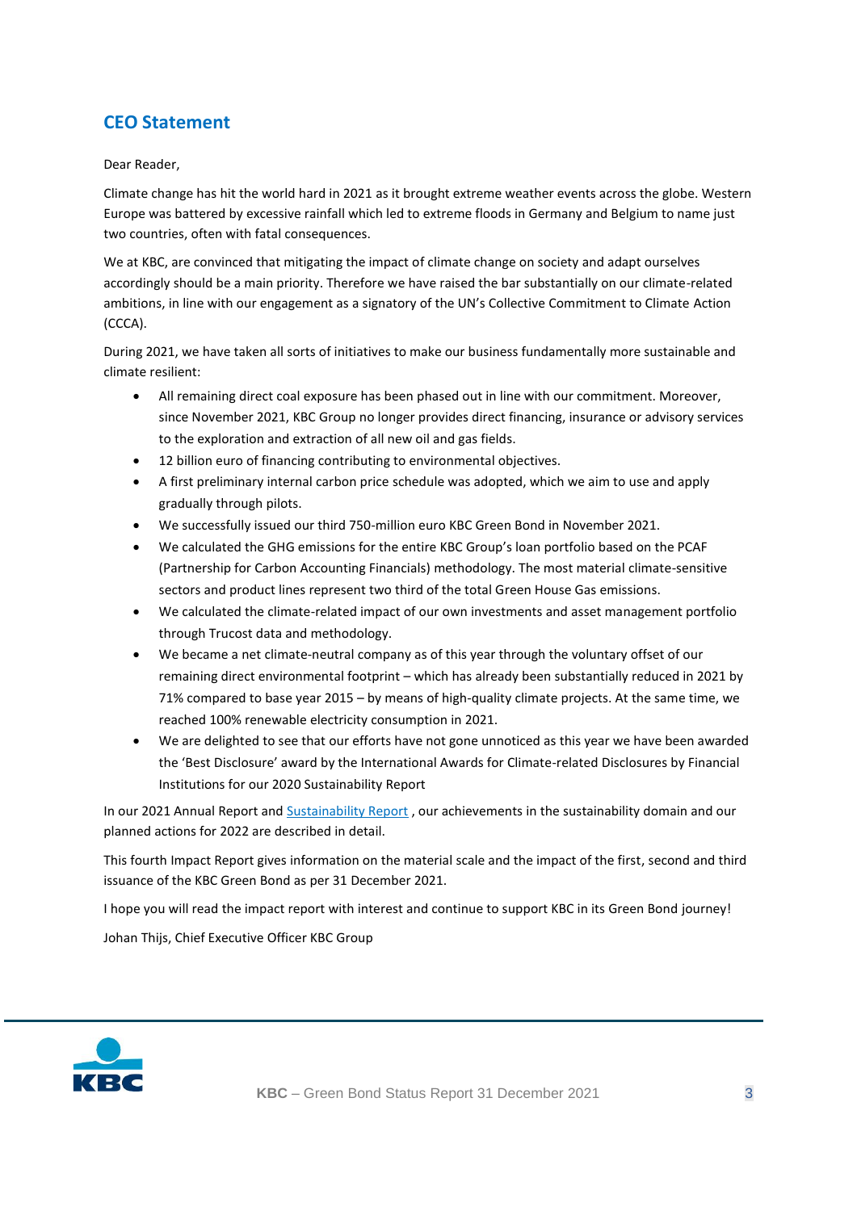## CEO Statement

Dear Reader,

Climate change has hit the world hard in 2021 as it brought extreme weather events across the globe. Western Europe was battered by excessive rainfall which led to extreme floods in Germany and Belgium to name just two countries, often with fatal consequences.

We at KBC, are convinced that mitigating the impact of climate change on society and adapt ourselves accordingly should be a main priority. Therefore we have raised the bar substantially on our climate-related ambitions, in line with our engagement as a signatory of the UN's Collective Commitment to Climate Action (CCCA).

During 2021, we have taken all sorts of initiatives to make our business fundamentally more sustainable and climate resilient:

- All remaining direct coal exposure has been phased out in line with our commitment. Moreover, since November 2021, KBC Group no longer provides direct financing, insurance or advisory services to the exploration and extraction of all new oil and gas fields.
- 12 billion euro of financing contributing to environmental objectives.
- A first preliminary internal carbon price schedule was adopted, which we aim to use and apply gradually through pilots.
- We successfully issued our third 750-million euro KBC Green Bond in November 2021.
- We calculated the GHG emissions for the entire KBC Group's loan portfolio based on the PCAF (Partnership for Carbon Accounting Financials) methodology. The most material climate-sensitive sectors and product lines represent two third of the total Green House Gas emissions.
- We calculated the climate-related impact of our own investments and asset management portfolio through Trucost data and methodology.
- We became a net climate-neutral company as of this year through the voluntary offset of our remaining direct environmental footprint – which has already been substantially reduced in 2021 by 71% compared to base year 2015 – by means of high-quality climate projects. At the same time, we reached 100% renewable electricity consumption in 2021.
- We are delighted to see that our efforts have not gone unnoticed as this year we have been awarded the 'Best Disclosure' award by the International Awards for Climate-related Disclosures by Financial Institutions for our 2020 Sustainability Report

In our 2021 Annual Report and Sustainability Report , our achievements in the sustainability domain and our planned actions for 2022 are described in detail.

This fourth Impact Report gives information on the material scale and the impact of the first, second and third issuance of the KBC Green Bond as per 31 December 2021.

I hope you will read the impact report with interest and continue to support KBC in its Green Bond journey!

Johan Thijs, Chief Executive Officer KBC Group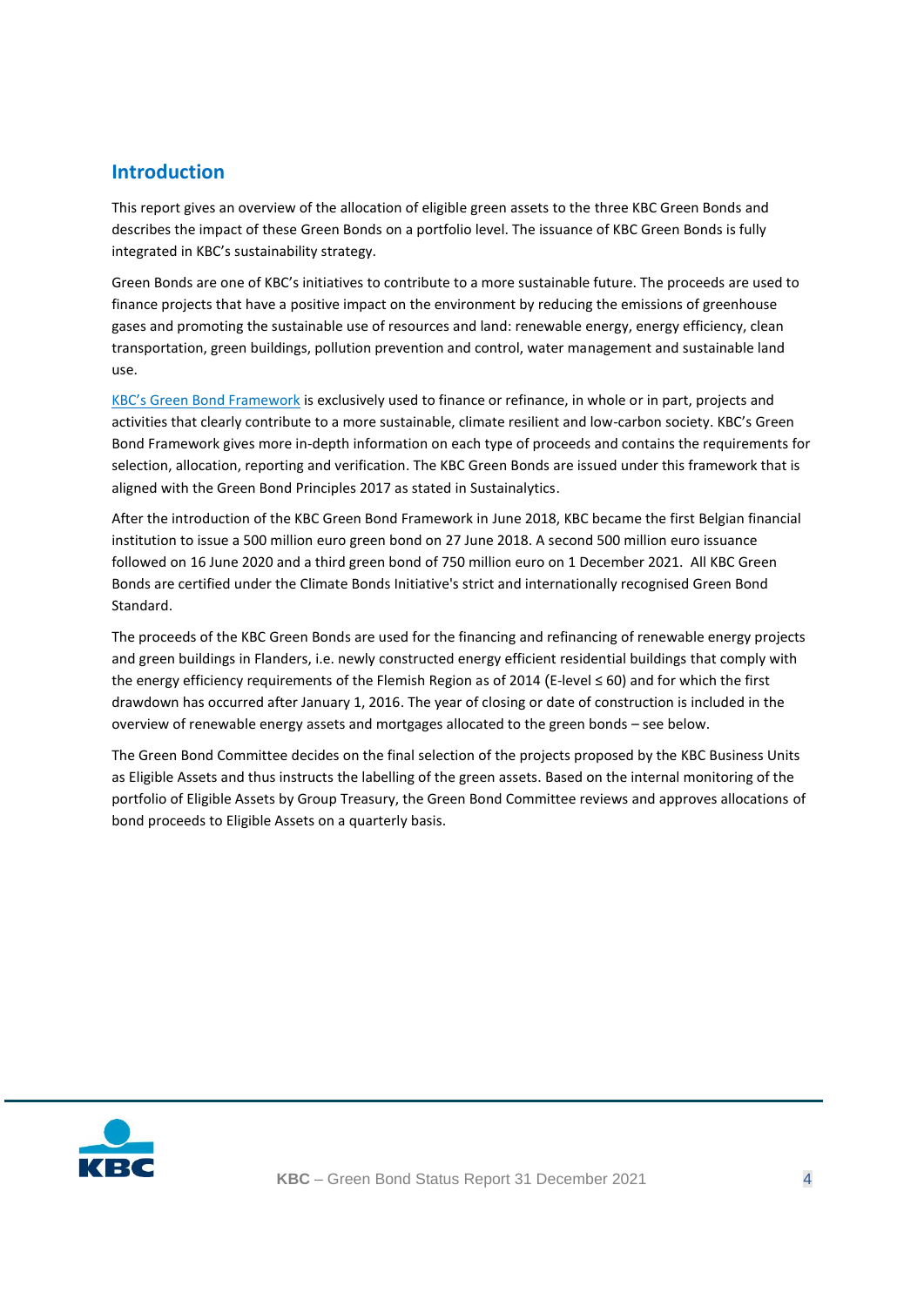## Introduction

This report gives an overview of the allocation of eligible green assets to the three KBC Green Bonds and describes the impact of these Green Bonds on a portfolio level. The issuance of KBC Green Bonds is fully integrated in KBC's sustainability strategy.

Green Bonds are one of KBC's initiatives to contribute to a more sustainable future. The proceeds are used to finance projects that have a positive impact on the environment by reducing the emissions of greenhouse gases and promoting the sustainable use of resources and land: renewable energy, energy efficiency, clean transportation, green buildings, pollution prevention and control, water management and sustainable land use.

KBC's Green Bond Framework is exclusively used to finance or refinance, in whole or in part, projects and activities that clearly contribute to a more sustainable, climate resilient and low-carbon society. KBC's Green Bond Framework gives more in-depth information on each type of proceeds and contains the requirements for selection, allocation, reporting and verification. The KBC Green Bonds are issued under this framework that is aligned with the Green Bond Principles 2017 as stated in Sustainalytics.

After the introduction of the KBC Green Bond Framework in June 2018, KBC became the first Belgian financial institution to issue a 500 million euro green bond on 27 June 2018. A second 500 million euro issuance followed on 16 June 2020 and a third green bond of 750 million euro on 1 December 2021. All KBC Green Bonds are certified under the Climate Bonds Initiative's strict and internationally recognised Green Bond Standard.

The proceeds of the KBC Green Bonds are used for the financing and refinancing of renewable energy projects and green buildings in Flanders, i.e. newly constructed energy efficient residential buildings that comply with the energy efficiency requirements of the Flemish Region as of 2014 (E-level ≤ 60) and for which the first drawdown has occurred after January 1, 2016. The year of closing or date of construction is included in the overview of renewable energy assets and mortgages allocated to the green bonds – see below.

The Green Bond Committee decides on the final selection of the projects proposed by the KBC Business Units as Eligible Assets and thus instructs the labelling of the green assets. Based on the internal monitoring of the portfolio of Eligible Assets by Group Treasury, the Green Bond Committee reviews and approves allocations of bond proceeds to Eligible Assets on a quarterly basis.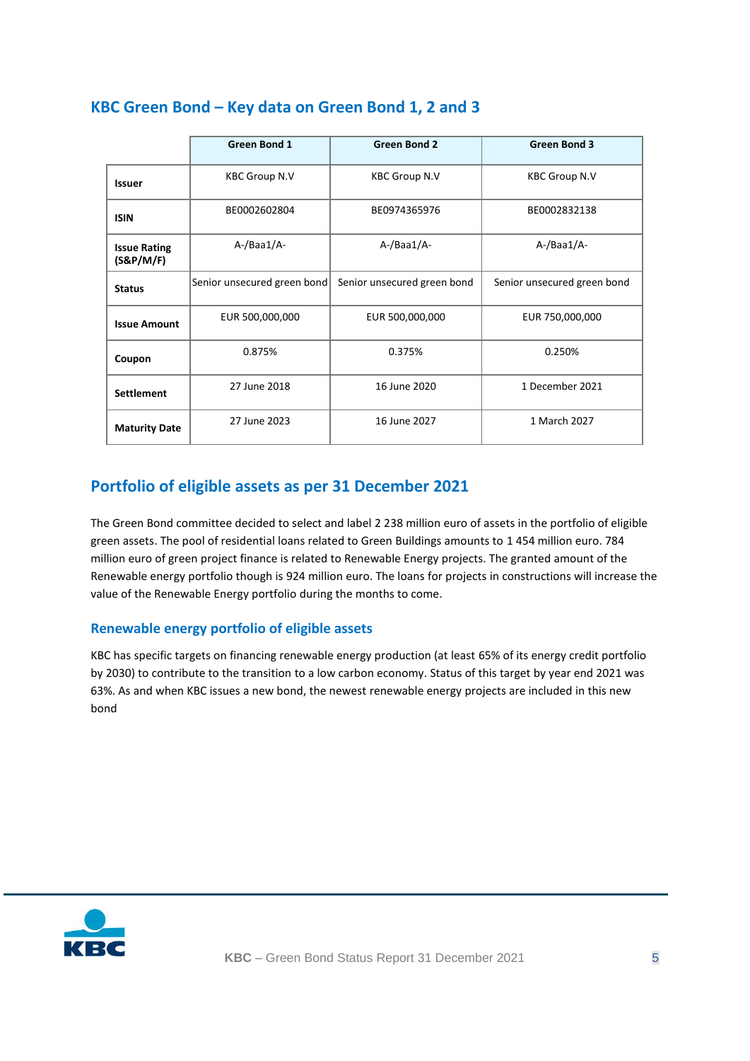## KBC Green Bond – Key data on Green Bond 1, 2 and 3

| | Green Bond 1 | Green Bond 2 | Green Bond 3 |
|---|---|---|---|
| **Issuer** | KBC Group N.V | KBC Group N.V | KBC Group N.V |
| **ISIN** | BE0002602804 | BE0974365976 | BE0002832138 |
| **Issue Rating (S&P/M/F)** | A-/Baa1/A- | A-/Baa1/A- | A-/Baa1/A- |
| **Status** | Senior unsecured green bond | Senior unsecured green bond | Senior unsecured green bond |
| **Issue Amount** | EUR 500,000,000 | EUR 500,000,000 | EUR 750,000,000 |
| **Coupon** | 0.875% | 0.375% | 0.250% |
| **Settlement** | 27 June 2018 | 16 June 2020 | 1 December 2021 |
| **Maturity Date** | 27 June 2023 | 16 June 2027 | 1 March 2027 |

## Portfolio of eligible assets as per 31 December 2021

The Green Bond committee decided to select and label 2 238 million euro of assets in the portfolio of eligible green assets. The pool of residential loans related to Green Buildings amounts to 1 454 million euro. 784 million euro of green project finance is related to Renewable Energy projects. The granted amount of the Renewable energy portfolio though is 924 million euro. The loans for projects in constructions will increase the value of the Renewable Energy portfolio during the months to come.

### Renewable energy portfolio of eligible assets

KBC has specific targets on financing renewable energy production (at least 65% of its energy credit portfolio by 2030) to contribute to the transition to a low carbon economy. Status of this target by year end 2021 was 63%. As and when KBC issues a new bond, the newest renewable energy projects are included in this new bond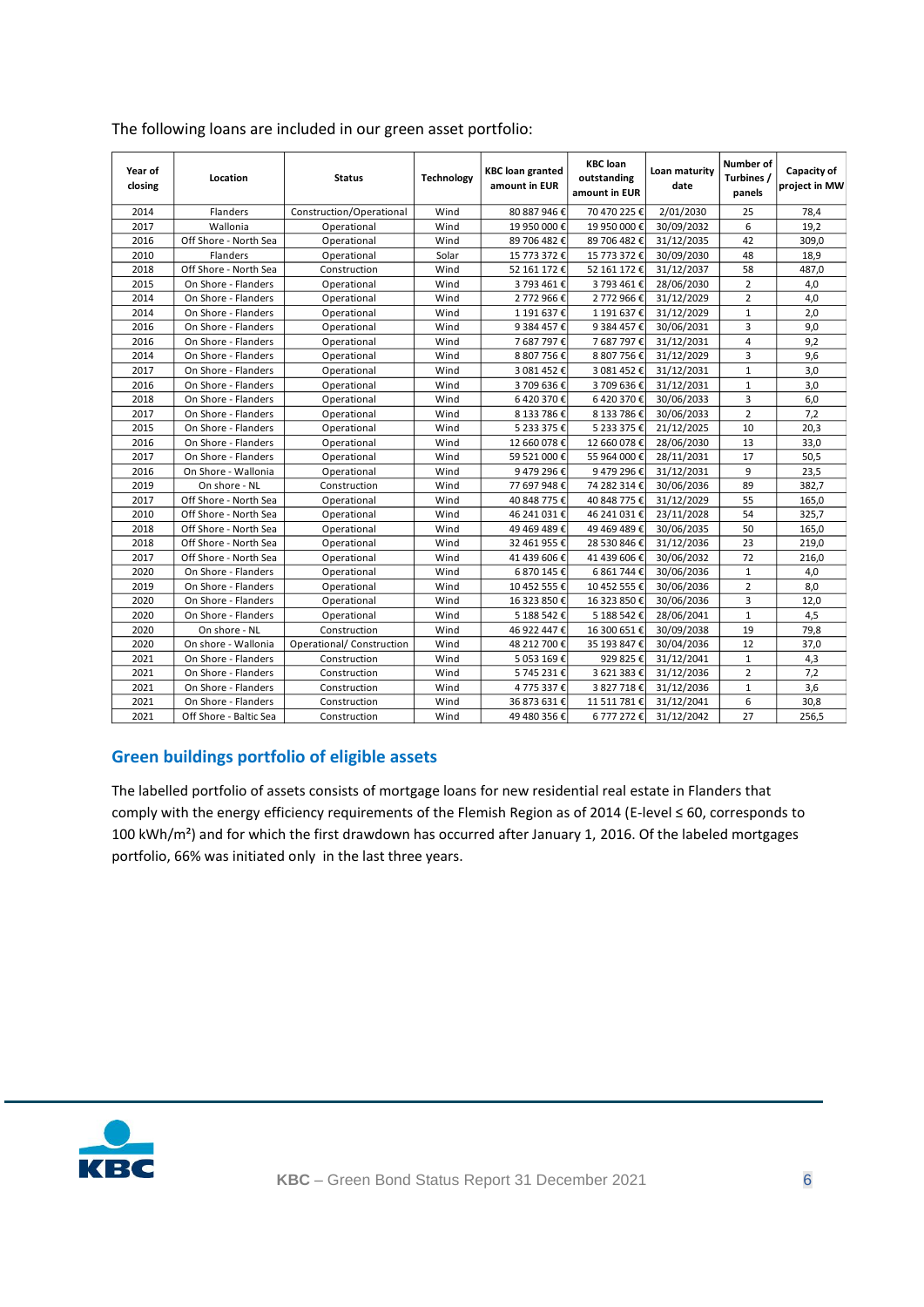The following loans are included in our green asset portfolio:

| Year of closing | Location | Status | Technology | KBC loan granted amount in EUR | KBC loan outstanding amount in EUR | Loan maturity date | Number of Turbines / panels | Capacity of project in MW |
|---|---|---|---|---|---|---|---|---|
| 2014 | Flanders | Construction/Operational | Wind | 80 887 946 € | 70 470 225 € | 2/01/2030 | 25 | 78,4 |
| 2017 | Wallonia | Operational | Wind | 19 950 000 € | 19 950 000 € | 30/09/2032 | 6 | 19,2 |
| 2016 | Off Shore - North Sea | Operational | Wind | 89 706 482 € | 89 706 482 € | 31/12/2035 | 42 | 309,0 |
| 2010 | Flanders | Operational | Solar | 15 773 372 € | 15 773 372 € | 30/09/2030 | 48 | 18,9 |
| 2018 | Off Shore - North Sea | Construction | Wind | 52 161 172 € | 52 161 172 € | 31/12/2037 | 58 | 487,0 |
| 2015 | On Shore - Flanders | Operational | Wind | 3 793 461 € | 3 793 461 € | 28/06/2030 | 2 | 4,0 |
| 2014 | On Shore - Flanders | Operational | Wind | 2 772 966 € | 2 772 966 € | 31/12/2029 | 2 | 4,0 |
| 2014 | On Shore - Flanders | Operational | Wind | 1 191 637 € | 1 191 637 € | 31/12/2029 | 1 | 2,0 |
| 2016 | On Shore - Flanders | Operational | Wind | 9 384 457 € | 9 384 457 € | 30/06/2031 | 3 | 9,0 |
| 2016 | On Shore - Flanders | Operational | Wind | 7 687 797 € | 7 687 797 € | 31/12/2031 | 4 | 9,2 |
| 2014 | On Shore - Flanders | Operational | Wind | 8 807 756 € | 8 807 756 € | 31/12/2029 | 3 | 9,6 |
| 2017 | On Shore - Flanders | Operational | Wind | 3 081 452 € | 3 081 452 € | 31/12/2031 | 1 | 3,0 |
| 2016 | On Shore - Flanders | Operational | Wind | 3 709 636 € | 3 709 636 € | 31/12/2031 | 1 | 3,0 |
| 2018 | On Shore - Flanders | Operational | Wind | 6 420 370 € | 6 420 370 € | 30/06/2033 | 3 | 6,0 |
| 2017 | On Shore - Flanders | Operational | Wind | 8 133 786 € | 8 133 786 € | 30/06/2033 | 2 | 7,2 |
| 2015 | On Shore - Flanders | Operational | Wind | 5 233 375 € | 5 233 375 € | 21/12/2025 | 10 | 20,3 |
| 2016 | On Shore - Flanders | Operational | Wind | 12 660 078 € | 12 660 078 € | 28/06/2030 | 13 | 33,0 |
| 2017 | On Shore - Flanders | Operational | Wind | 59 521 000 € | 55 964 000 € | 28/11/2031 | 17 | 50,5 |
| 2016 | On Shore - Wallonia | Operational | Wind | 9 479 296 € | 9 479 296 € | 31/12/2031 | 9 | 23,5 |
| 2019 | On shore - NL | Construction | Wind | 77 697 948 € | 74 282 314 € | 30/06/2036 | 89 | 382,7 |
| 2017 | Off Shore - North Sea | Operational | Wind | 40 848 775 € | 40 848 775 € | 31/12/2029 | 55 | 165,0 |
| 2010 | Off Shore - North Sea | Operational | Wind | 46 241 031 € | 46 241 031 € | 23/11/2028 | 54 | 325,7 |
| 2018 | Off Shore - North Sea | Operational | Wind | 49 469 489 € | 49 469 489 € | 30/06/2035 | 50 | 165,0 |
| 2018 | Off Shore - North Sea | Operational | Wind | 32 461 955 € | 28 530 846 € | 31/12/2036 | 23 | 219,0 |
| 2017 | Off Shore - North Sea | Operational | Wind | 41 439 606 € | 41 439 606 € | 30/06/2032 | 72 | 216,0 |
| 2020 | On Shore - Flanders | Operational | Wind | 6 870 145 € | 6 861 744 € | 30/06/2036 | 1 | 4,0 |
| 2019 | On Shore - Flanders | Operational | Wind | 10 452 555 € | 10 452 555 € | 30/06/2036 | 2 | 8,0 |
| 2020 | On Shore - Flanders | Operational | Wind | 16 323 850 € | 16 323 850 € | 30/06/2036 | 3 | 12,0 |
| 2020 | On Shore - Flanders | Operational | Wind | 5 188 542 € | 5 188 542 € | 28/06/2041 | 1 | 4,5 |
| 2020 | On shore - NL | Construction | Wind | 46 922 447 € | 16 300 651 € | 30/09/2038 | 19 | 79,8 |
| 2020 | On shore - Wallonia | Operational/ Construction | Wind | 48 212 700 € | 35 193 847 € | 30/04/2036 | 12 | 37,0 |
| 2021 | On Shore - Flanders | Construction | Wind | 5 053 169 € | 929 825 € | 31/12/2041 | 1 | 4,3 |
| 2021 | On Shore - Flanders | Construction | Wind | 5 745 231 € | 3 621 383 € | 31/12/2036 | 2 | 7,2 |
| 2021 | On Shore - Flanders | Construction | Wind | 4 775 337 € | 3 827 718 € | 31/12/2036 | 1 | 3,6 |
| 2021 | On Shore - Flanders | Construction | Wind | 36 873 631 € | 11 511 781 € | 31/12/2041 | 6 | 30,8 |
| 2021 | Off Shore - Baltic Sea | Construction | Wind | 49 480 356 € | 6 777 272 € | 31/12/2042 | 27 | 256,5 |

## Green buildings portfolio of eligible assets

The labelled portfolio of assets consists of mortgage loans for new residential real estate in Flanders that comply with the energy efficiency requirements of the Flemish Region as of 2014 (E-level ≤ 60, corresponds to 100 kWh/m²) and for which the first drawdown has occurred after January 1, 2016. Of the labeled mortgages portfolio, 66% was initiated only in the last three years.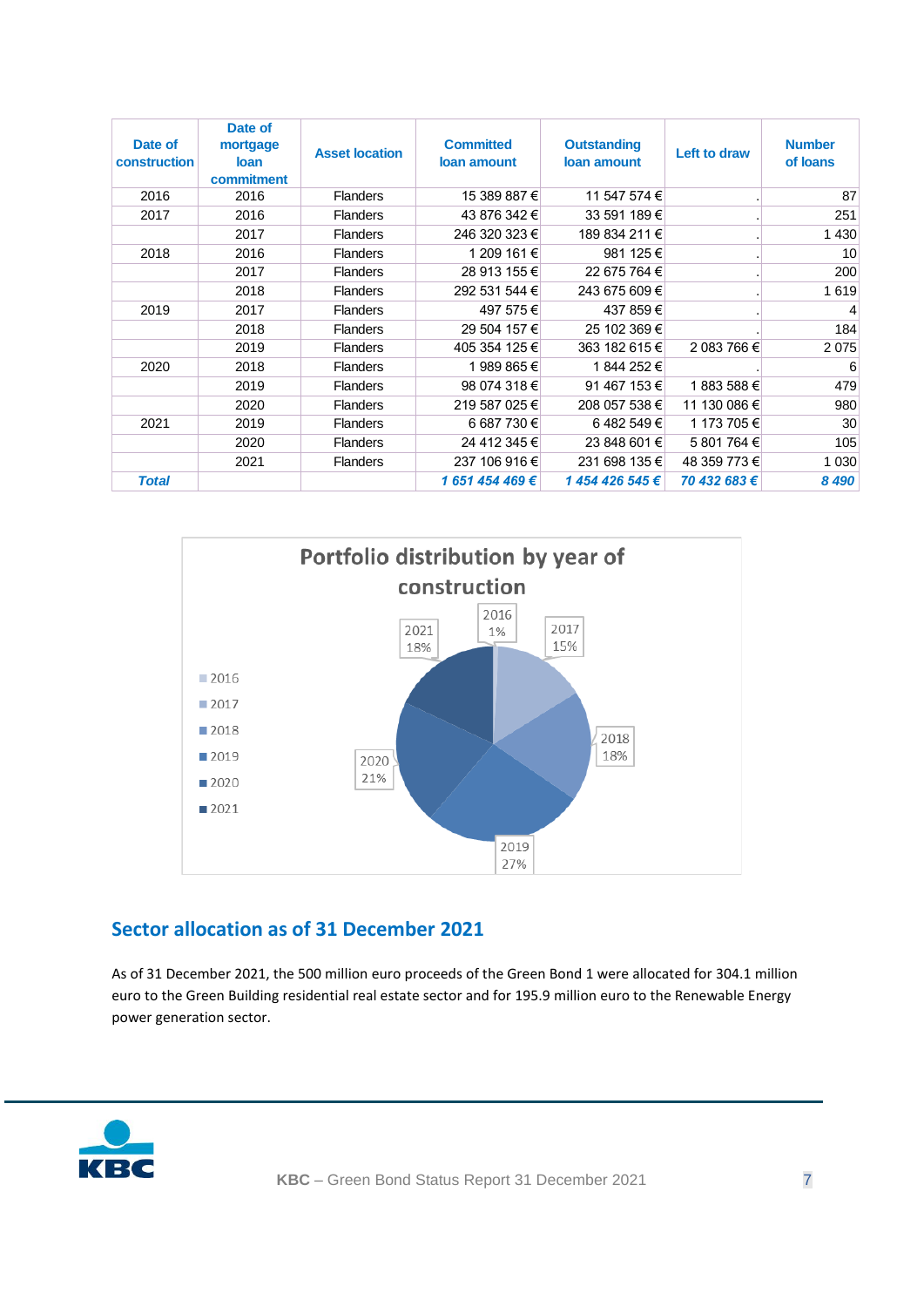| Date of construction | Date of mortgage loan commitment | Asset location | Committed loan amount | Outstanding loan amount | Left to draw | Number of loans |
|---|---|---|---|---|---|---|
| 2016 | 2016 | Flanders | 15 389 887 € | 11 547 574 € | . | 87 |
| 2017 | 2016 | Flanders | 43 876 342 € | 33 591 189 € | . | 251 |
| | 2017 | Flanders | 246 320 323 € | 189 834 211 € | . | 1 430 |
| 2018 | 2016 | Flanders | 1 209 161 € | 981 125 € | . | 10 |
| | 2017 | Flanders | 28 913 155 € | 22 675 764 € | . | 200 |
| | 2018 | Flanders | 292 531 544 € | 243 675 609 € | . | 1 619 |
| 2019 | 2017 | Flanders | 497 575 € | 437 859 € | . | 4 |
| | 2018 | Flanders | 29 504 157 € | 25 102 369 € | . | 184 |
| | 2019 | Flanders | 405 354 125 € | 363 182 615 € | 2 083 766 € | 2 075 |
| 2020 | 2018 | Flanders | 1 989 865 € | 1 844 252 € | . | 6 |
| | 2019 | Flanders | 98 074 318 € | 91 467 153 € | 1 883 588 € | 479 |
| | 2020 | Flanders | 219 587 025 € | 208 057 538 € | 11 130 086 € | 980 |
| 2021 | 2019 | Flanders | 6 687 730 € | 6 482 549 € | 1 173 705 € | 30 |
| | 2020 | Flanders | 24 412 345 € | 23 848 601 € | 5 801 764 € | 105 |
| | 2021 | Flanders | 237 106 916 € | 231 698 135 € | 48 359 773 € | 1 030 |
| ***Total*** | | | ***1 651 454 469 €*** | ***1 454 426 545 €*** | ***70 432 683 €*** | ***8 490*** |

**Portfolio distribution by year of construction**

- 2016: 1%
- 2017: 15%
- 2018: 18%
- 2019: 27%
- 2020: 21%
- 2021: 18%

## Sector allocation as of 31 December 2021

As of 31 December 2021, the 500 million euro proceeds of the Green Bond 1 were allocated for 304.1 million euro to the Green Building residential real estate sector and for 195.9 million euro to the Renewable Energy power generation sector.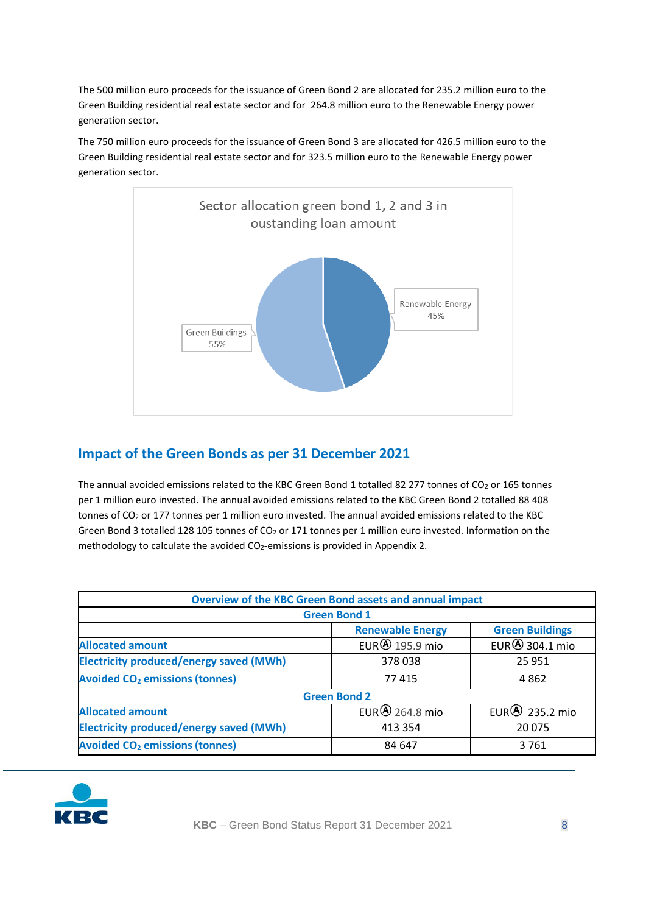The 500 million euro proceeds for the issuance of Green Bond 2 are allocated for 235.2 million euro to the Green Building residential real estate sector and for 264.8 million euro to the Renewable Energy power generation sector.

The 750 million euro proceeds for the issuance of Green Bond 3 are allocated for 426.5 million euro to the Green Building residential real estate sector and for 323.5 million euro to the Renewable Energy power generation sector.

Sector allocation green bond 1, 2 and 3 in oustanding loan amount

Renewable Energy 45%

Green Buildings 55%

## Impact of the Green Bonds as per 31 December 2021

The annual avoided emissions related to the KBC Green Bond 1 totalled 82 277 tonnes of $CO_2$ or 165 tonnes per 1 million euro invested. The annual avoided emissions related to the KBC Green Bond 2 totalled 88 408 tonnes of $CO_2$ or 177 tonnes per 1 million euro invested. The annual avoided emissions related to the KBC Green Bond 3 totalled 128 105 tonnes of $CO_2$ or 171 tonnes per 1 million euro invested. Information on the methodology to calculate the avoided $CO_2$-emissions is provided in Appendix 2.

| Overview of the KBC Green Bond assets and annual impact | | |
|---|---|---|
| **Green Bond 1** | | |
| | **Renewable Energy** | **Green Buildings** |
| **Allocated amount** | EUR Ⓐ 195.9 mio | EUR Ⓐ 304.1 mio |
| **Electricity produced/energy saved (MWh)** | 378 038 | 25 951 |
| **Avoided $CO_2$ emissions (tonnes)** | 77 415 | 4 862 |
| **Green Bond 2** | | |
| **Allocated amount** | EUR Ⓐ 264.8 mio | EUR Ⓐ 235.2 mio |
| **Electricity produced/energy saved (MWh)** | 413 354 | 20 075 |
| **Avoided $CO_2$ emissions (tonnes)** | 84 647 | 3 761 |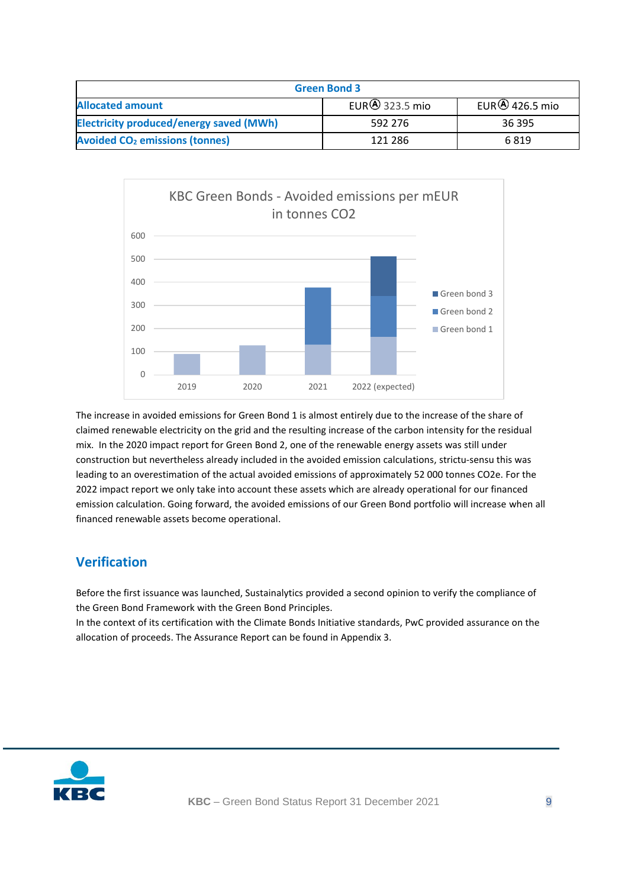| Green Bond 3 | | |
|---|---|---|
| **Allocated amount** | EURⒶ 323.5 mio | EURⒶ 426.5 mio |
| **Electricity produced/energy saved (MWh)** | 592 276 | 36 395 |
| **Avoided $CO_2$ emissions (tonnes)** | 121 286 | 6 819 |

KBC Green Bonds - Avoided emissions per mEUR in tonnes CO2

The increase in avoided emissions for Green Bond 1 is almost entirely due to the increase of the share of claimed renewable electricity on the grid and the resulting increase of the carbon intensity for the residual mix. In the 2020 impact report for Green Bond 2, one of the renewable energy assets was still under construction but nevertheless already included in the avoided emission calculations, strictu-sensu this was leading to an overestimation of the actual avoided emissions of approximately 52 000 tonnes CO2e. For the 2022 impact report we only take into account these assets which are already operational for our financed emission calculation. Going forward, the avoided emissions of our Green Bond portfolio will increase when all financed renewable assets become operational.

## Verification

Before the first issuance was launched, Sustainalytics provided a second opinion to verify the compliance of the Green Bond Framework with the Green Bond Principles.

In the context of its certification with the Climate Bonds Initiative standards, PwC provided assurance on the allocation of proceeds. The Assurance Report can be found in Appendix 3.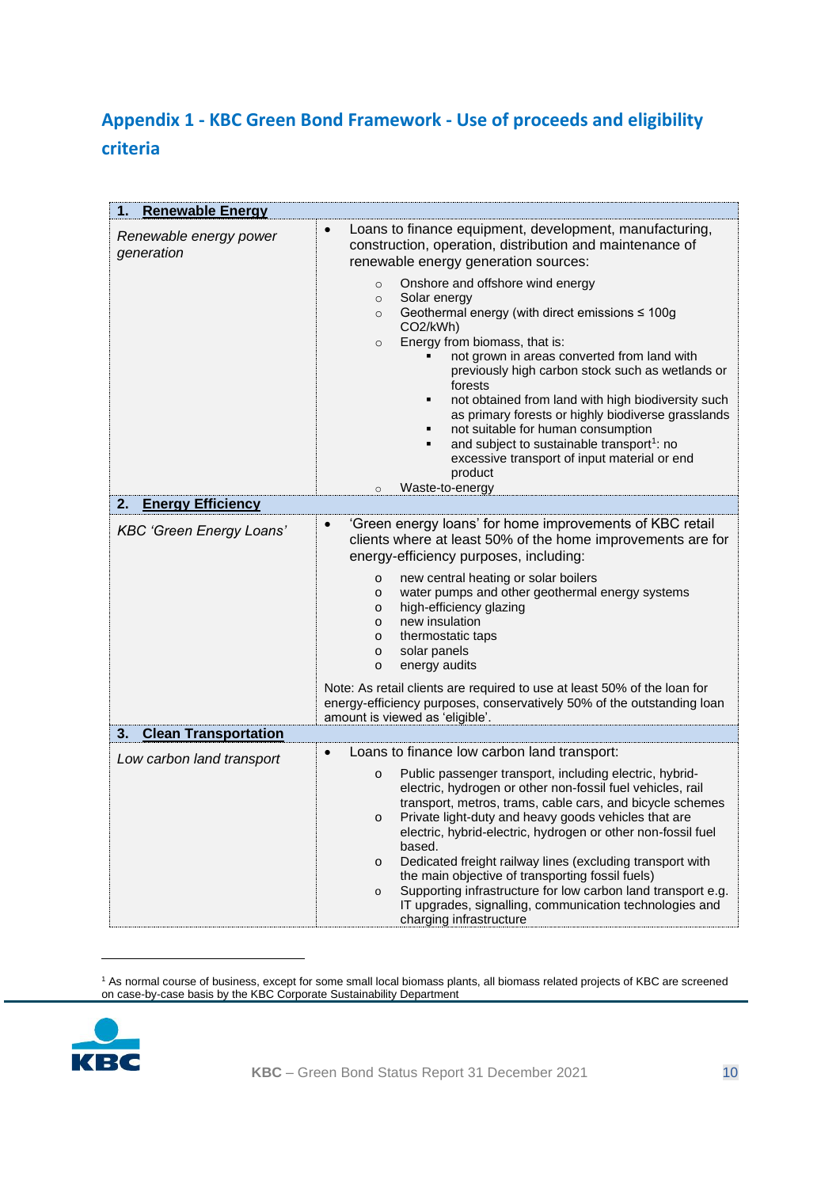## Appendix 1 - KBC Green Bond Framework - Use of proceeds and eligibility criteria

| **1. Renewable Energy** | |
|---|---|
| *Renewable energy power generation* | • Loans to finance equipment, development, manufacturing, construction, operation, distribution and maintenance of renewable energy generation sources:<br>○ Onshore and offshore wind energy<br>○ Solar energy<br>○ Geothermal energy (with direct emissions ≤ 100g $CO_2$/kWh)<br>○ Energy from biomass, that is:<br>▪ not grown in areas converted from land with previously high carbon stock such as wetlands or forests<br>▪ not obtained from land with high biodiversity such as primary forests or highly biodiverse grasslands<br>▪ not suitable for human consumption<br>▪ and subject to sustainable transport[1]: no excessive transport of input material or end product<br>○ Waste-to-energy |
| **2. Energy Efficiency** | |
| *KBC 'Green Energy Loans'* | • 'Green energy loans' for home improvements of KBC retail clients where at least 50% of the home improvements are for energy-efficiency purposes, including:<br>o new central heating or solar boilers<br>o water pumps and other geothermal energy systems<br>o high-efficiency glazing<br>o new insulation<br>o thermostatic taps<br>o solar panels<br>o energy audits<br><br>Note: As retail clients are required to use at least 50% of the loan for energy-efficiency purposes, conservatively 50% of the outstanding loan amount is viewed as 'eligible'. |
| **3. Clean Transportation** | |
| *Low carbon land transport* | • Loans to finance low carbon land transport:<br>o Public passenger transport, including electric, hybrid-electric, hydrogen or other non-fossil fuel vehicles, rail transport, metros, trams, cable cars, and bicycle schemes<br>o Private light-duty and heavy goods vehicles that are electric, hybrid-electric, hydrogen or other non-fossil fuel based.<br>o Dedicated freight railway lines (excluding transport with the main objective of transporting fossil fuels)<br>o Supporting infrastructure for low carbon land transport e.g. IT upgrades, signalling, communication technologies and charging infrastructure |

[1] As normal course of business, except for some small local biomass plants, all biomass related projects of KBC are screened on case-by-case basis by the KBC Corporate Sustainability Department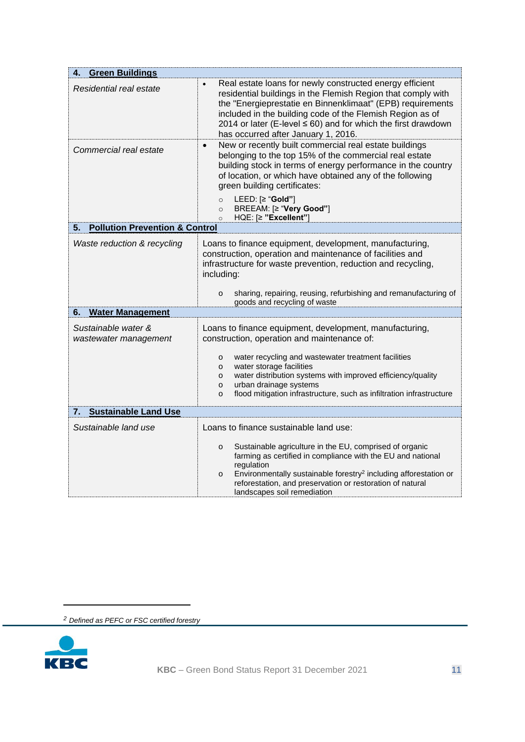| **4. Green Buildings** | |
|---|---|
| *Residential real estate* | • Real estate loans for newly constructed energy efficient residential buildings in the Flemish Region that comply with the "Energieprestatie en Binnenklimaat" (EPB) requirements included in the building code of the Flemish Region as of 2014 or later (E-level ≤ 60) and for which the first drawdown has occurred after January 1, 2016. |
| *Commercial real estate* | • New or recently built commercial real estate buildings belonging to the top 15% of the commercial real estate building stock in terms of energy performance in the country of location, or which have obtained any of the following green building certificates:<br>○ LEED: [≥ "**Gold"**]<br>○ BREEAM: [≥ "**Very Good"**]<br>○ HQE: [≥ **"Excellent"**] |
| **5. Pollution Prevention & Control** | |
| *Waste reduction & recycling* | Loans to finance equipment, development, manufacturing, construction, operation and maintenance of facilities and infrastructure for waste prevention, reduction and recycling, including:<br>o sharing, repairing, reusing, refurbishing and remanufacturing of goods and recycling of waste |
| **6. Water Management** | |
| *Sustainable water & wastewater management* | Loans to finance equipment, development, manufacturing, construction, operation and maintenance of:<br>o water recycling and wastewater treatment facilities<br>o water storage facilities<br>o water distribution systems with improved efficiency/quality<br>o urban drainage systems<br>o flood mitigation infrastructure, such as infiltration infrastructure |
| **7. Sustainable Land Use** | |
| *Sustainable land use* | Loans to finance sustainable land use:<br>o Sustainable agriculture in the EU, comprised of organic farming as certified in compliance with the EU and national regulation<br>o Environmentally sustainable forestry[2] including afforestation or reforestation, and preservation or restoration of natural landscapes soil remediation |

[2] *Defined as PEFC or FSC certified forestry*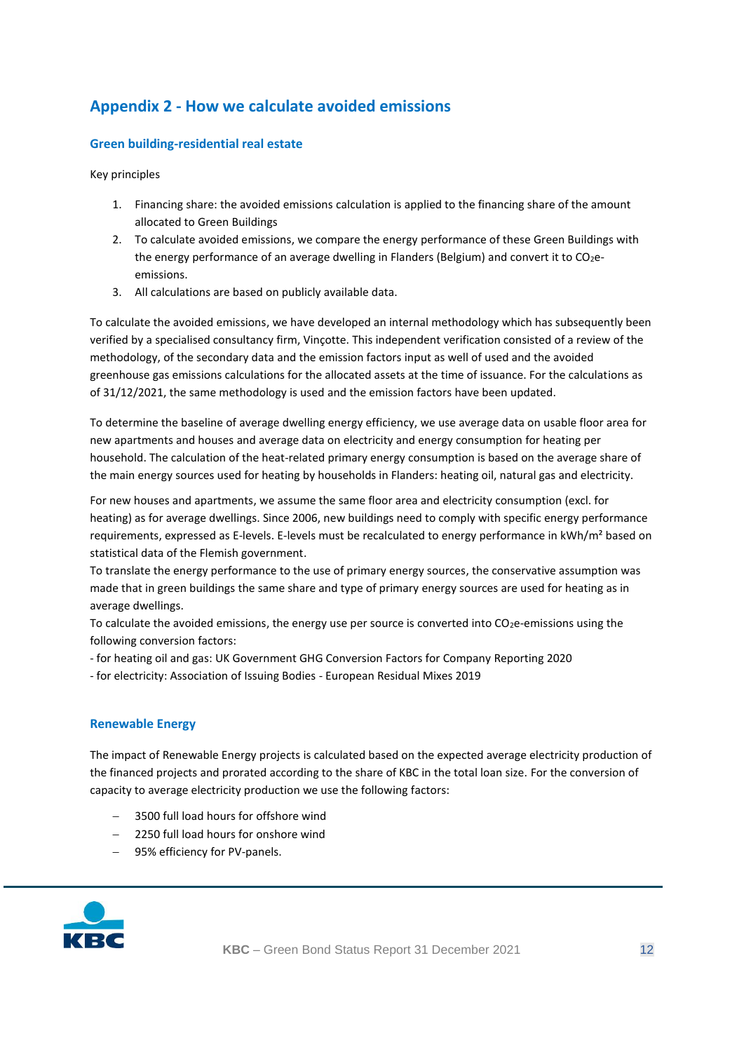## Appendix 2 - How we calculate avoided emissions

### Green building-residential real estate

Key principles

1. Financing share: the avoided emissions calculation is applied to the financing share of the amount allocated to Green Buildings
2. To calculate avoided emissions, we compare the energy performance of these Green Buildings with the energy performance of an average dwelling in Flanders (Belgium) and convert it to $CO_2$e-emissions.
3. All calculations are based on publicly available data.

To calculate the avoided emissions, we have developed an internal methodology which has subsequently been verified by a specialised consultancy firm, Vinçotte. This independent verification consisted of a review of the methodology, of the secondary data and the emission factors input as well of used and the avoided greenhouse gas emissions calculations for the allocated assets at the time of issuance. For the calculations as of 31/12/2021, the same methodology is used and the emission factors have been updated.

To determine the baseline of average dwelling energy efficiency, we use average data on usable floor area for new apartments and houses and average data on electricity and energy consumption for heating per household. The calculation of the heat-related primary energy consumption is based on the average share of the main energy sources used for heating by households in Flanders: heating oil, natural gas and electricity.

For new houses and apartments, we assume the same floor area and electricity consumption (excl. for heating) as for average dwellings. Since 2006, new buildings need to comply with specific energy performance requirements, expressed as E-levels. E-levels must be recalculated to energy performance in kWh/m² based on statistical data of the Flemish government.
To translate the energy performance to the use of primary energy sources, the conservative assumption was made that in green buildings the same share and type of primary energy sources are used for heating as in average dwellings.
To calculate the avoided emissions, the energy use per source is converted into $CO_2$e-emissions using the following conversion factors:
- for heating oil and gas: UK Government GHG Conversion Factors for Company Reporting 2020
- for electricity: Association of Issuing Bodies - European Residual Mixes 2019

### Renewable Energy

The impact of Renewable Energy projects is calculated based on the expected average electricity production of the financed projects and prorated according to the share of KBC in the total loan size. For the conversion of capacity to average electricity production we use the following factors:

- 3500 full load hours for offshore wind
- 2250 full load hours for onshore wind
- 95% efficiency for PV-panels.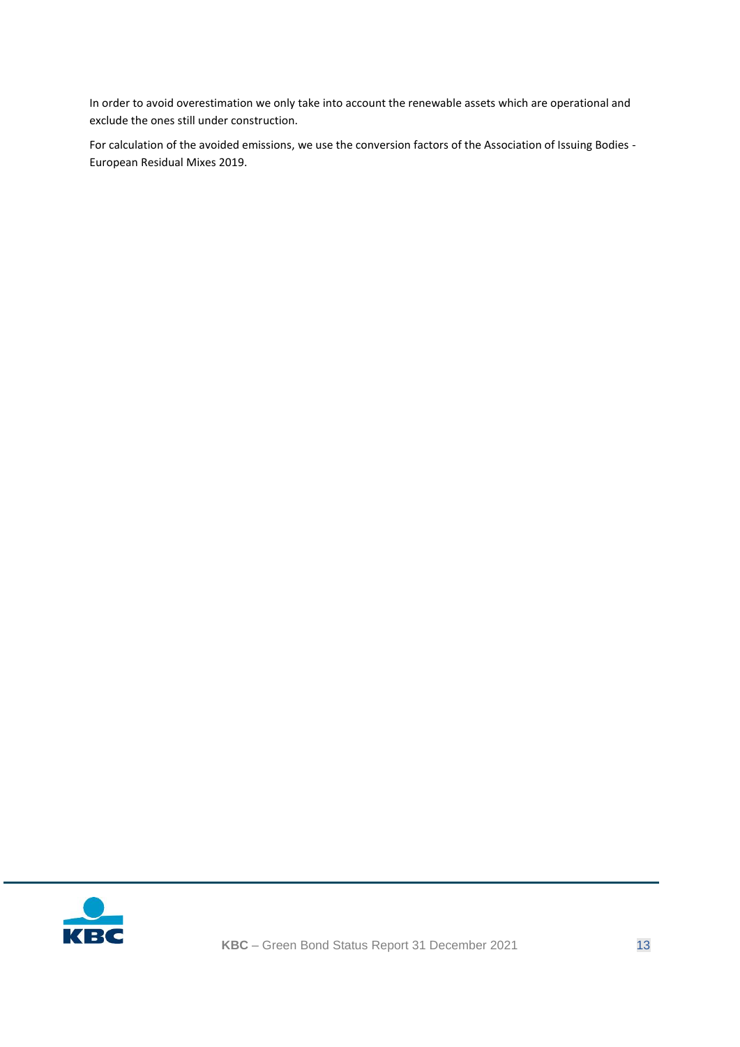In order to avoid overestimation we only take into account the renewable assets which are operational and exclude the ones still under construction.

For calculation of the avoided emissions, we use the conversion factors of the Association of Issuing Bodies - European Residual Mixes 2019.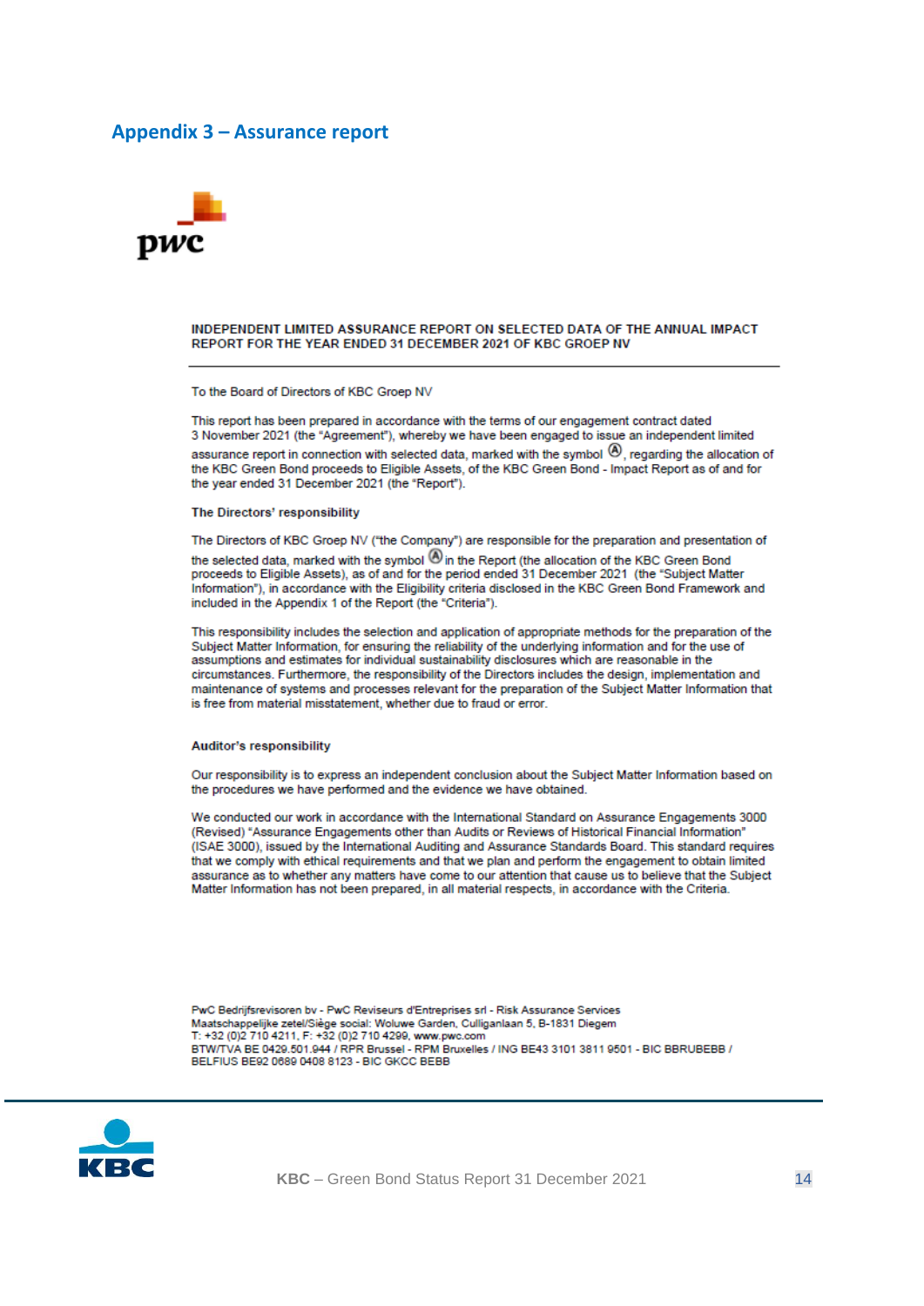## Appendix 3 – Assurance report

**INDEPENDENT LIMITED ASSURANCE REPORT ON SELECTED DATA OF THE ANNUAL IMPACT REPORT FOR THE YEAR ENDED 31 DECEMBER 2021 OF KBC GROEP NV**

To the Board of Directors of KBC Groep NV

This report has been prepared in accordance with the terms of our engagement contract dated 3 November 2021 (the "Agreement"), whereby we have been engaged to issue an independent limited assurance report in connection with selected data, marked with the symbol Ⓐ, regarding the allocation of the KBC Green Bond proceeds to Eligible Assets, of the KBC Green Bond - Impact Report as of and for the year ended 31 December 2021 (the "Report").

**The Directors' responsibility**

The Directors of KBC Groep NV ("the Company") are responsible for the preparation and presentation of the selected data, marked with the symbol Ⓐ in the Report (the allocation of the KBC Green Bond proceeds to Eligible Assets), as of and for the period ended 31 December 2021 (the "Subject Matter Information"), in accordance with the Eligibility criteria disclosed in the KBC Green Bond Framework and included in the Appendix 1 of the Report (the "Criteria").

This responsibility includes the selection and application of appropriate methods for the preparation of the Subject Matter Information, for ensuring the reliability of the underlying information and for the use of assumptions and estimates for individual sustainability disclosures which are reasonable in the circumstances. Furthermore, the responsibility of the Directors includes the design, implementation and maintenance of systems and processes relevant for the preparation of the Subject Matter Information that is free from material misstatement, whether due to fraud or error.

**Auditor's responsibility**

Our responsibility is to express an independent conclusion about the Subject Matter Information based on the procedures we have performed and the evidence we have obtained.

We conducted our work in accordance with the International Standard on Assurance Engagements 3000 (Revised) "Assurance Engagements other than Audits or Reviews of Historical Financial Information" (ISAE 3000), issued by the International Auditing and Assurance Standards Board. This standard requires that we comply with ethical requirements and that we plan and perform the engagement to obtain limited assurance as to whether any matters have come to our attention that cause us to believe that the Subject Matter Information has not been prepared, in all material respects, in accordance with the Criteria.

PwC Bedrijfsrevisoren bv - PwC Reviseurs d'Entreprises srl - Risk Assurance Services
Maatschappelijke zetel/Siège social: Woluwe Garden, Culliganlaan 5, B-1831 Diegem
T: +32 (0)2 710 4211, F: +32 (0)2 710 4299, www.pwc.com
BTW/TVA BE 0429.501.944 / RPR Brussel - RPM Bruxelles / ING BE43 3101 3811 9501 - BIC BBRUBEBB / BELFIUS BE92 0689 0408 8123 - BIC GKCC BEBB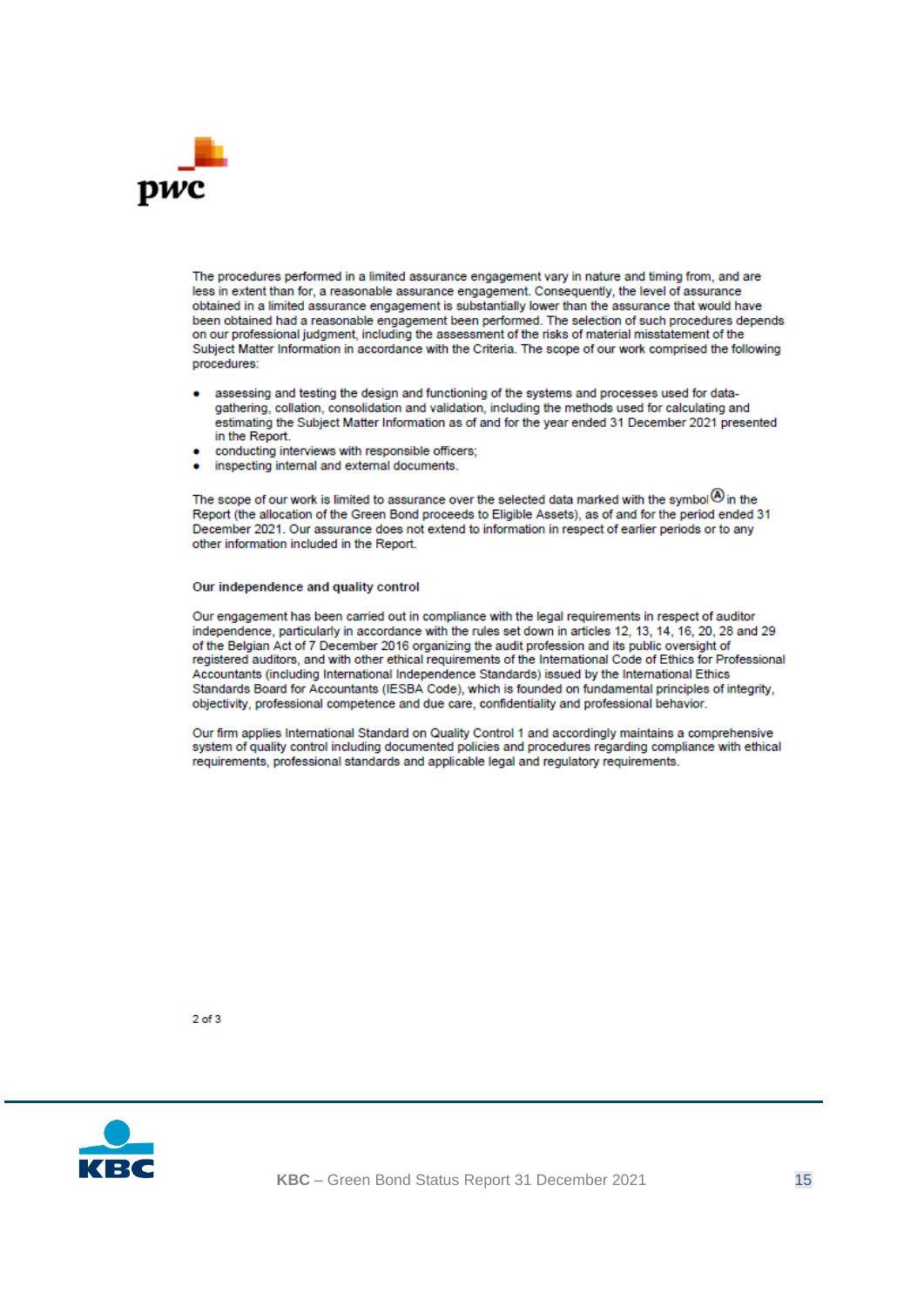The procedures performed in a limited assurance engagement vary in nature and timing from, and are less in extent than for, a reasonable assurance engagement. Consequently, the level of assurance obtained in a limited assurance engagement is substantially lower than the assurance that would have been obtained had a reasonable engagement been performed. The selection of such procedures depends on our professional judgment, including the assessment of the risks of material misstatement of the Subject Matter Information in accordance with the Criteria. The scope of our work comprised the following procedures:

- assessing and testing the design and functioning of the systems and processes used for data-gathering, collation, consolidation and validation, including the methods used for calculating and estimating the Subject Matter Information as of and for the year ended 31 December 2021 presented in the Report.
- conducting interviews with responsible officers;
- inspecting internal and external documents.

The scope of our work is limited to assurance over the selected data marked with the symbol Ⓐ in the Report (the allocation of the Green Bond proceeds to Eligible Assets), as of and for the period ended 31 December 2021. Our assurance does not extend to information in respect of earlier periods or to any other information included in the Report.

**Our independence and quality control**

Our engagement has been carried out in compliance with the legal requirements in respect of auditor independence, particularly in accordance with the rules set down in articles 12, 13, 14, 16, 20, 28 and 29 of the Belgian Act of 7 December 2016 organizing the audit profession and its public oversight of registered auditors, and with other ethical requirements of the International Code of Ethics for Professional Accountants (including International Independence Standards) issued by the International Ethics Standards Board for Accountants (IESBA Code), which is founded on fundamental principles of integrity, objectivity, professional competence and due care, confidentiality and professional behavior.

Our firm applies International Standard on Quality Control 1 and accordingly maintains a comprehensive system of quality control including documented policies and procedures regarding compliance with ethical requirements, professional standards and applicable legal and regulatory requirements.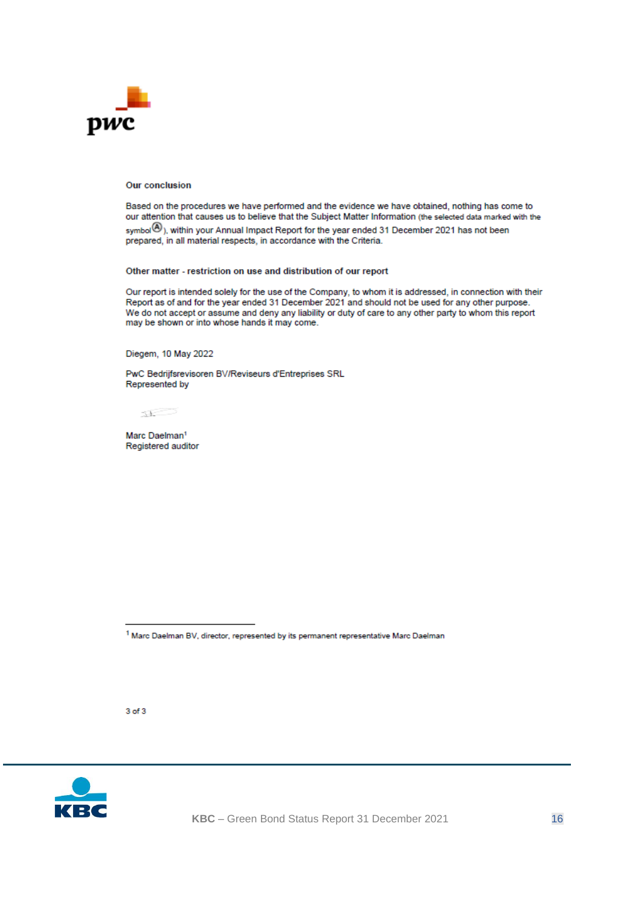### Our conclusion

Based on the procedures we have performed and the evidence we have obtained, nothing has come to our attention that causes us to believe that the Subject Matter Information (the selected data marked with the symbol Ⓐ), within your Annual Impact Report for the year ended 31 December 2021 has not been prepared, in all material respects, in accordance with the Criteria.

### Other matter - restriction on use and distribution of our report

Our report is intended solely for the use of the Company, to whom it is addressed, in connection with their Report as of and for the year ended 31 December 2021 and should not be used for any other purpose. We do not accept or assume and deny any liability or duty of care to any other party to whom this report may be shown or into whose hands it may come.

Diegem, 10 May 2022

PwC Bedrijfsrevisoren BV/Reviseurs d'Entreprises SRL
Represented by

Marc Daelman[1]
Registered auditor

[1] Marc Daelman BV, director, represented by its permanent representative Marc Daelman